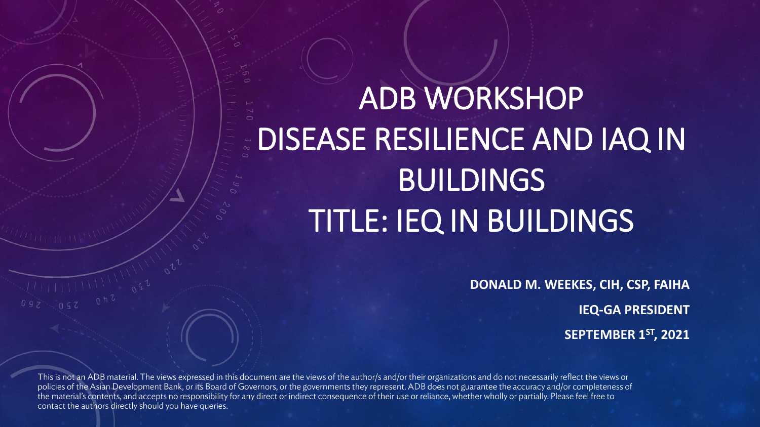# ADB WORKSHOP DISEASE RESILIENCE AND IAQ IN BUILDINGS TITLE: IEQ IN BUILDINGS

**DONALD M. WEEKES, CIH, CSP, FAIHA**

**IEQ-GA PRESIDENT**

**SEPTEMBER 1ST, 2021**

This is not an ADB material. The views expressed in this document are the views of the author/s and/or their organizations and do not necessarily reflect the views or policies of the Asian Development Bank, or its Board of Governors, or the governments they represent. ADB does not guarantee the accuracy and/or completeness of the material's contents, and accepts no responsibility for any direct or indirect consequence of their use or reliance, whether wholly or partially. Please feel free to contact the authors directly should you have queries.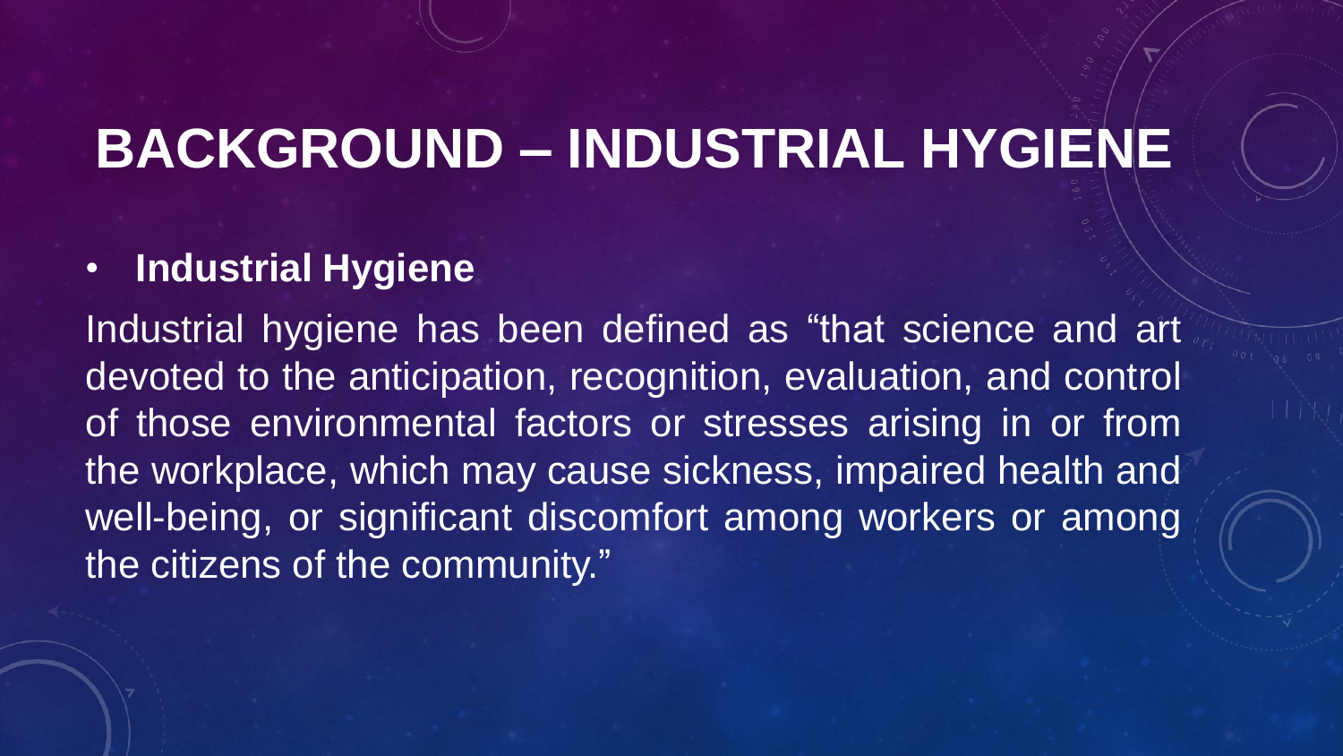# BACKGROUND – INDUSTRIAL HYGIENE

- **Industrial Hygiene**

Industrial hygiene has been defined as "that science and art devoted to the anticipation, recognition, evaluation, and control of those environmental factors or stresses arising in or from the workplace, which may cause sickness, impaired health and well-being, or significant discomfort among workers or among the citizens of the community."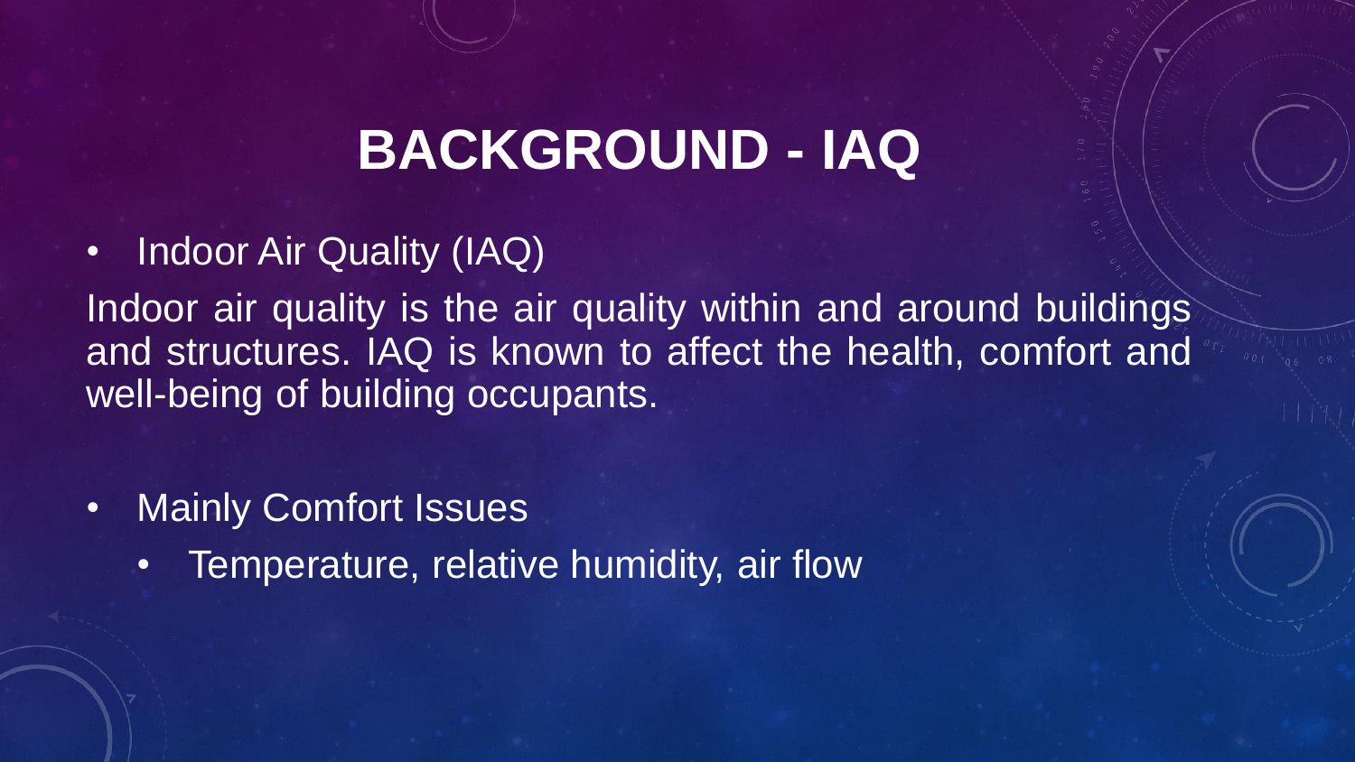# BACKGROUND - IAQ

- Indoor Air Quality (IAQ)

Indoor air quality is the air quality within and around buildings and structures. IAQ is known to affect the health, comfort and well-being of building occupants.

- Mainly Comfort Issues
  - Temperature, relative humidity, air flow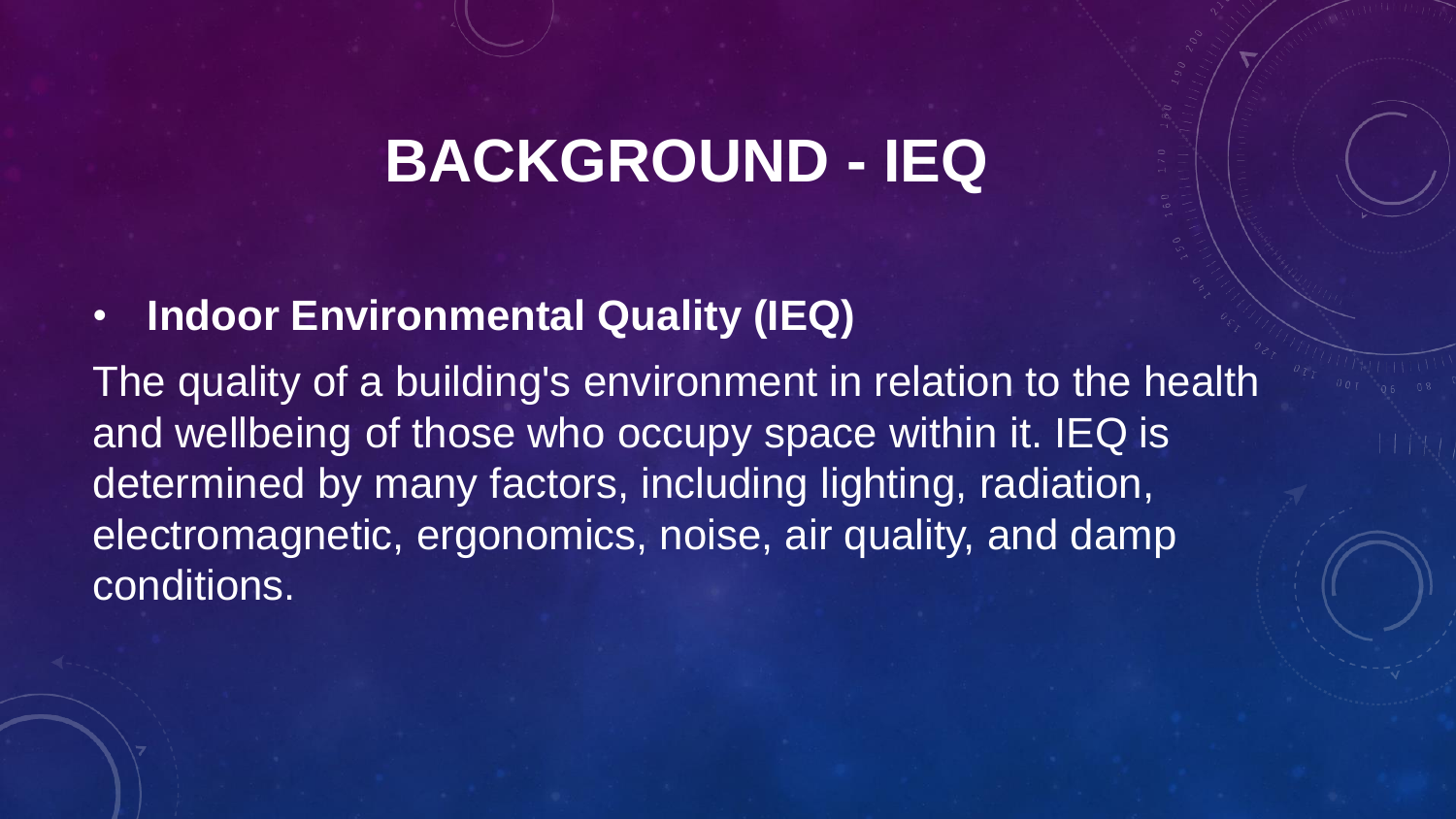# BACKGROUND - IEQ

- **Indoor Environmental Quality (IEQ)**

The quality of a building's environment in relation to the health and wellbeing of those who occupy space within it. IEQ is determined by many factors, including lighting, radiation, electromagnetic, ergonomics, noise, air quality, and damp conditions.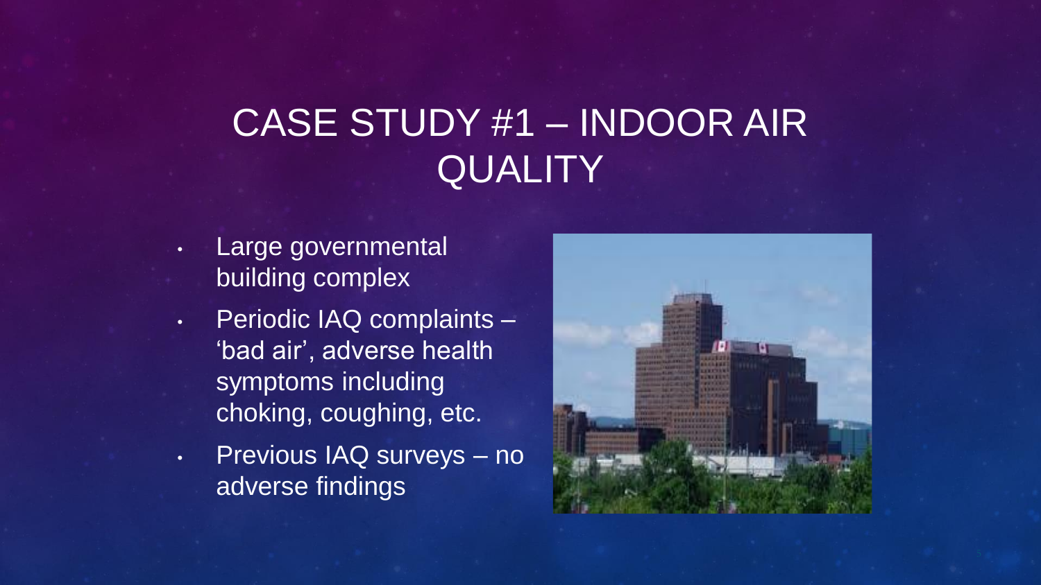# CASE STUDY #1 – INDOOR AIR QUALITY

- Large governmental building complex
- Periodic IAQ complaints – 'bad air', adverse health symptoms including choking, coughing, etc.
- Previous IAQ surveys – no adverse findings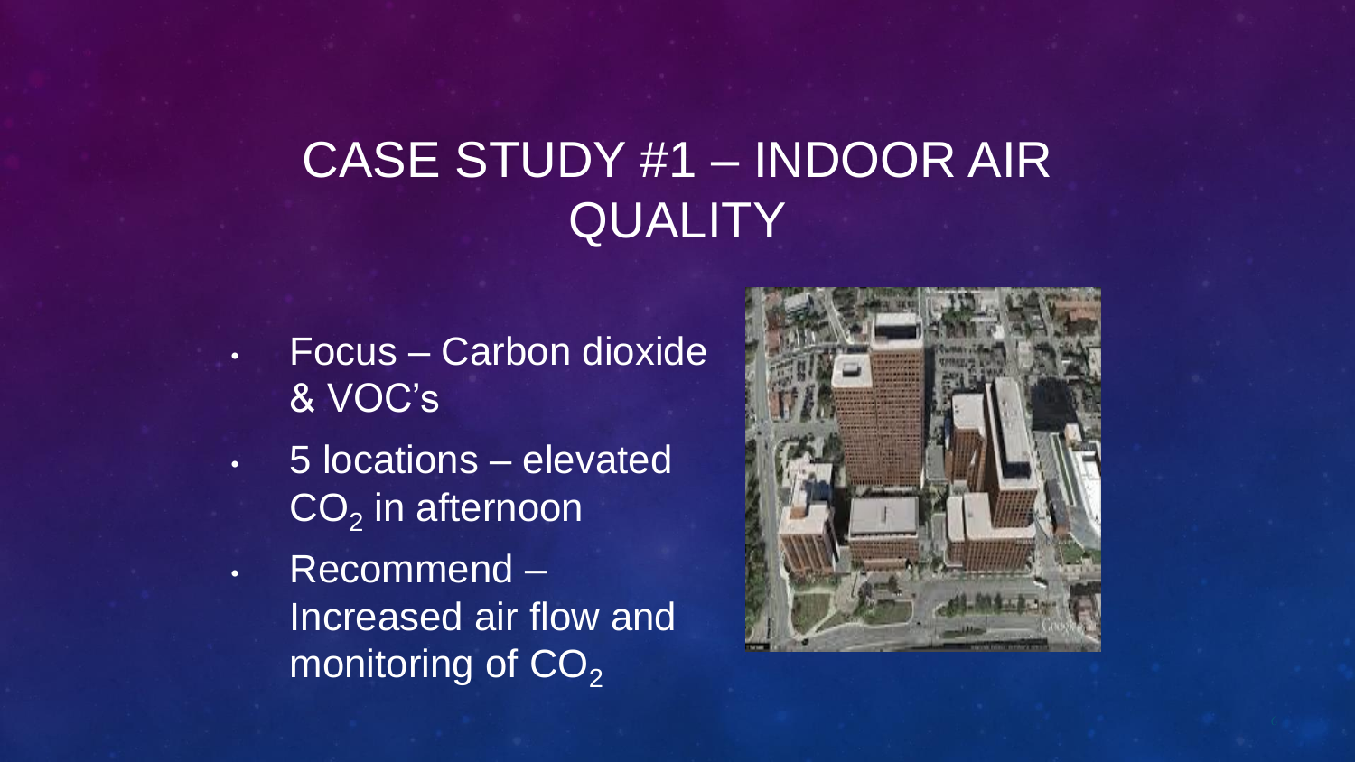# CASE STUDY #1 – INDOOR AIR QUALITY

- Focus – Carbon dioxide & VOC's
- 5 locations – elevated $CO_2$ in afternoon
- Recommend – Increased air flow and monitoring of $CO_2$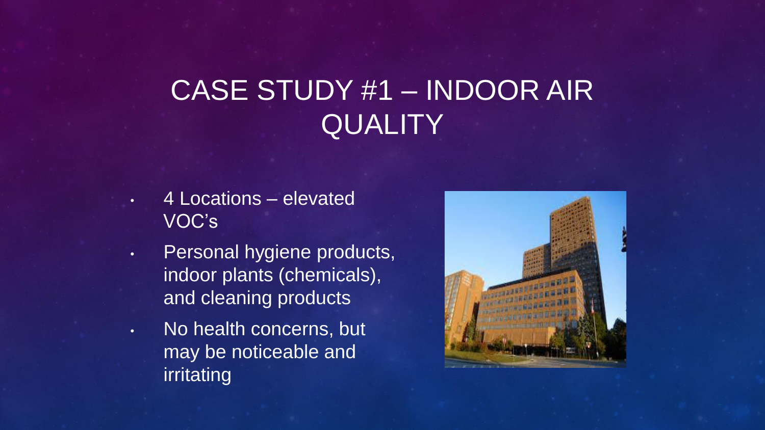# CASE STUDY #1 – INDOOR AIR QUALITY

- 4 Locations – elevated VOC's
- Personal hygiene products, indoor plants (chemicals), and cleaning products
- No health concerns, but may be noticeable and irritating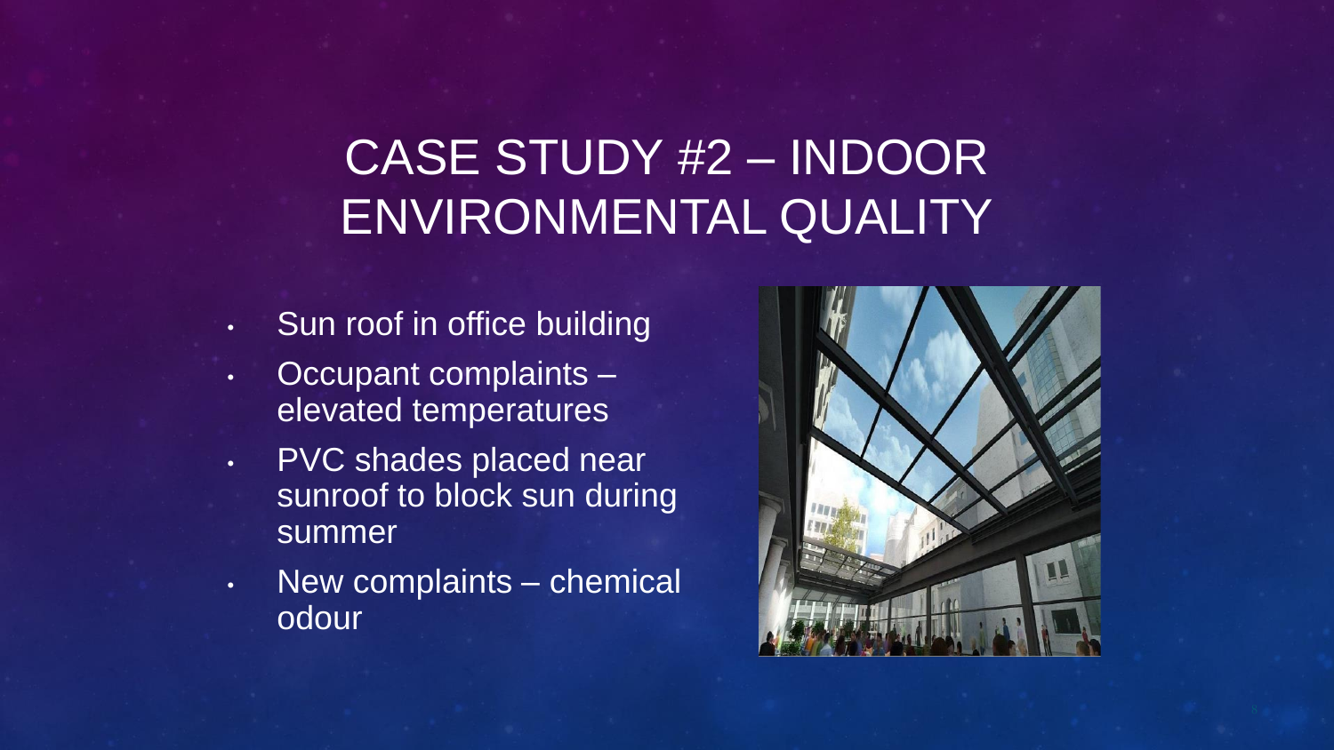# CASE STUDY #2 – INDOOR ENVIRONMENTAL QUALITY

- Sun roof in office building
- Occupant complaints – elevated temperatures
- PVC shades placed near sunroof to block sun during summer
- New complaints – chemical odour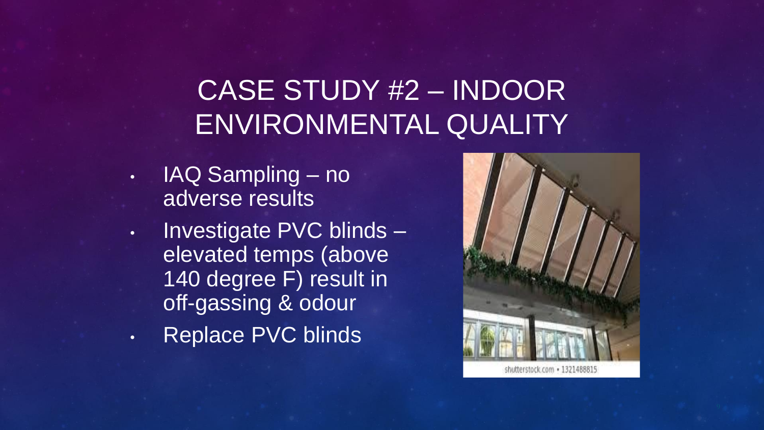# CASE STUDY #2 – INDOOR ENVIRONMENTAL QUALITY

- IAQ Sampling – no adverse results
- Investigate PVC blinds – elevated temps (above 140 degree F) result in off-gassing & odour
- Replace PVC blinds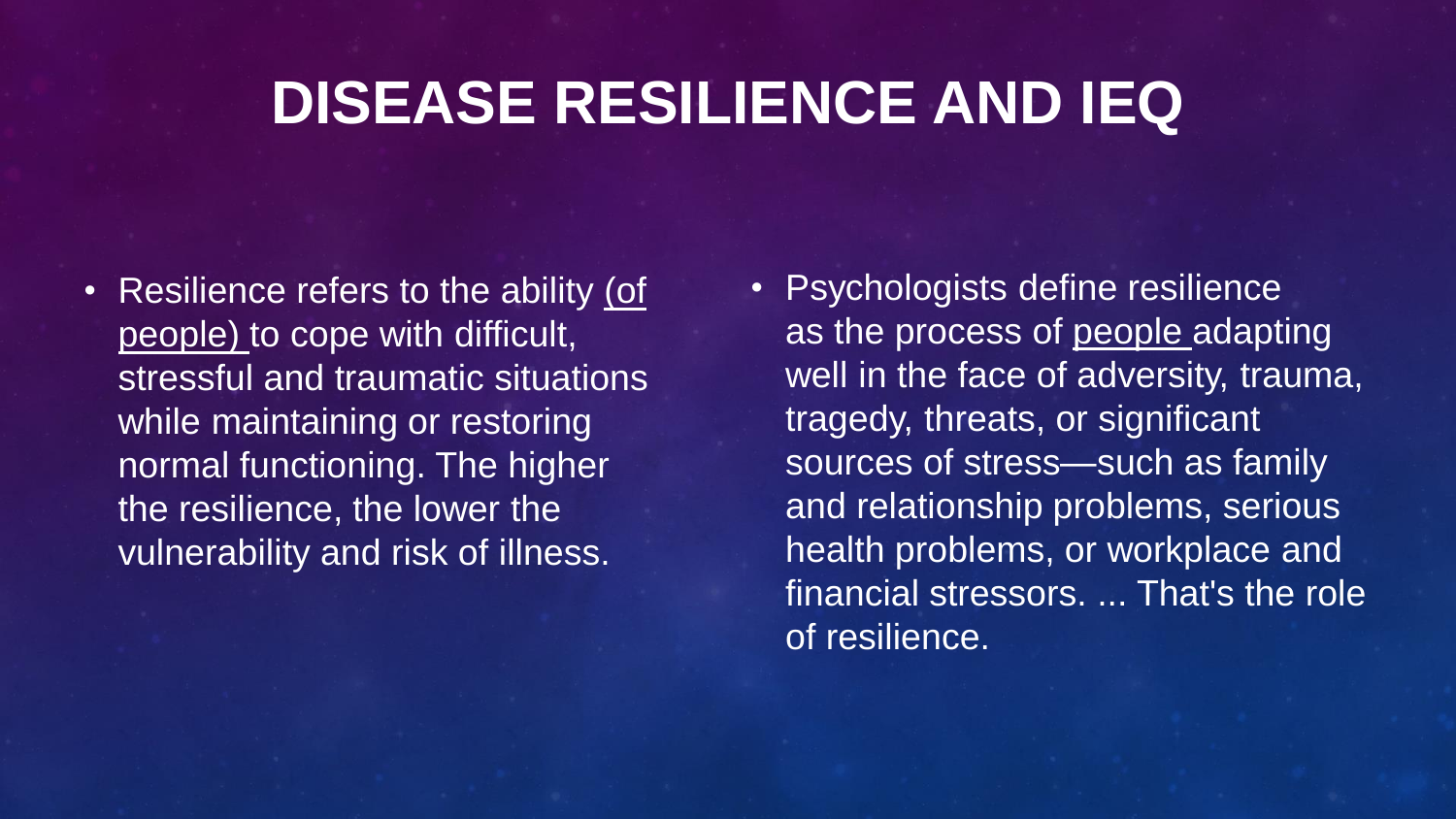# DISEASE RESILIENCE AND IEQ

- Resilience refers to the ability (of people) to cope with difficult, stressful and traumatic situations while maintaining or restoring normal functioning. The higher the resilience, the lower the vulnerability and risk of illness.

- Psychologists define resilience as the process of people adapting well in the face of adversity, trauma, tragedy, threats, or significant sources of stress—such as family and relationship problems, serious health problems, or workplace and financial stressors. ... That's the role of resilience.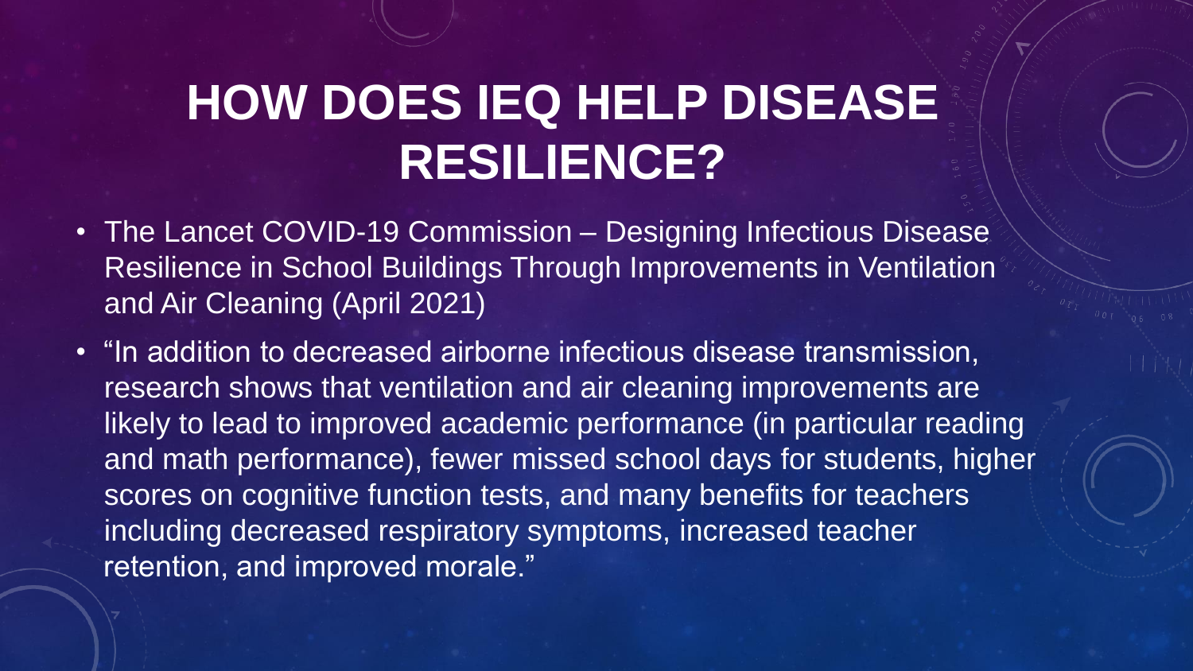# HOW DOES IEQ HELP DISEASE RESILIENCE?

- The Lancet COVID-19 Commission – Designing Infectious Disease Resilience in School Buildings Through Improvements in Ventilation and Air Cleaning (April 2021)
- "In addition to decreased airborne infectious disease transmission, research shows that ventilation and air cleaning improvements are likely to lead to improved academic performance (in particular reading and math performance), fewer missed school days for students, higher scores on cognitive function tests, and many benefits for teachers including decreased respiratory symptoms, increased teacher retention, and improved morale."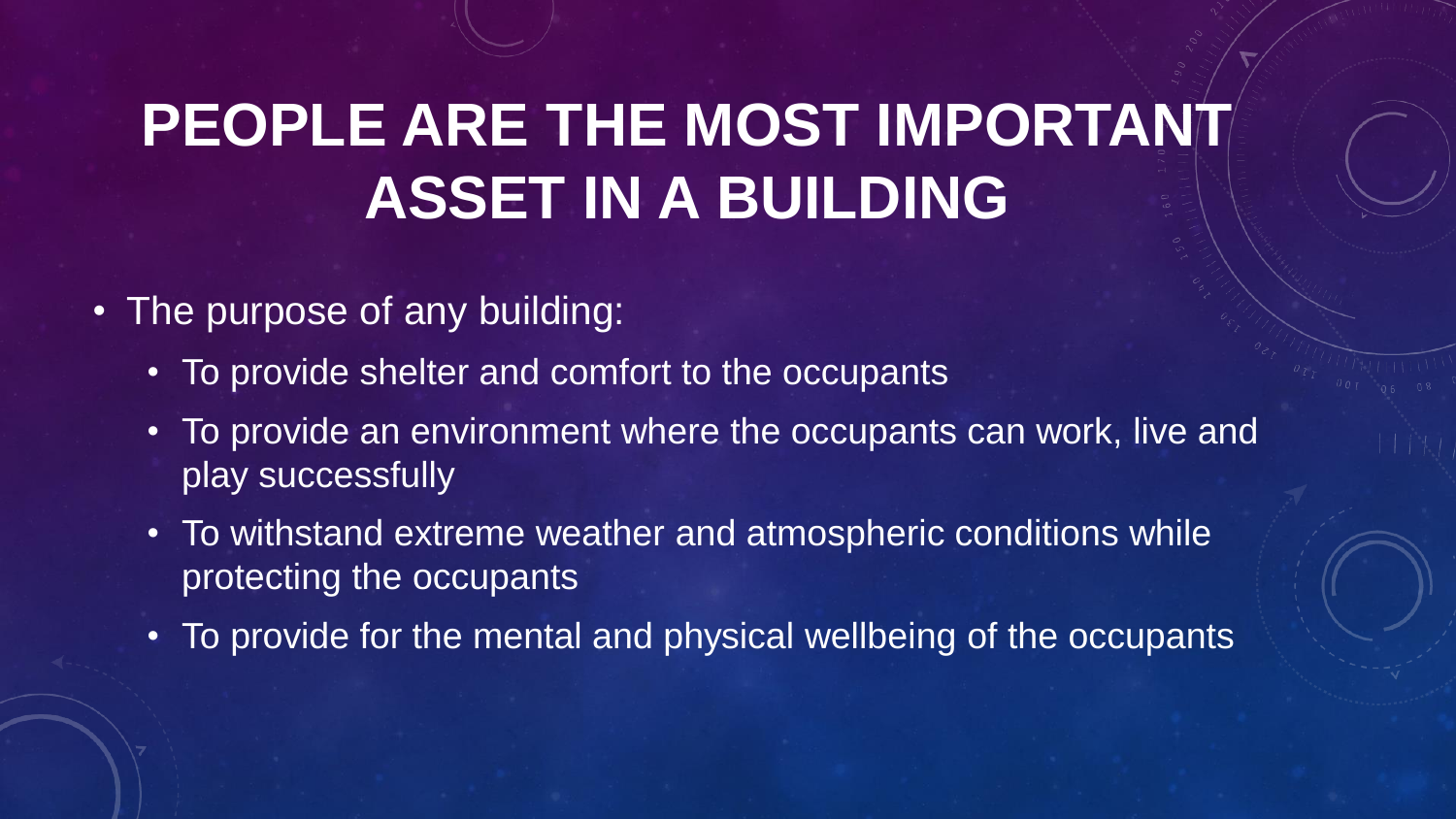# PEOPLE ARE THE MOST IMPORTANT ASSET IN A BUILDING

- The purpose of any building:
  - To provide shelter and comfort to the occupants
  - To provide an environment where the occupants can work, live and play successfully
  - To withstand extreme weather and atmospheric conditions while protecting the occupants
  - To provide for the mental and physical wellbeing of the occupants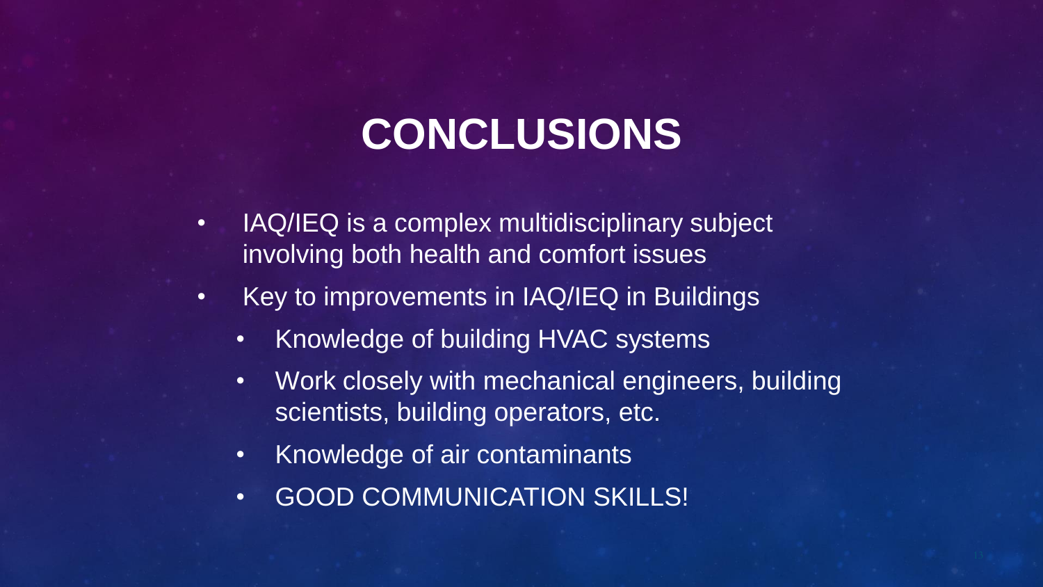# CONCLUSIONS

- IAQ/IEQ is a complex multidisciplinary subject involving both health and comfort issues
- Key to improvements in IAQ/IEQ in Buildings
  - Knowledge of building HVAC systems
  - Work closely with mechanical engineers, building scientists, building operators, etc.
  - Knowledge of air contaminants
  - GOOD COMMUNICATION SKILLS!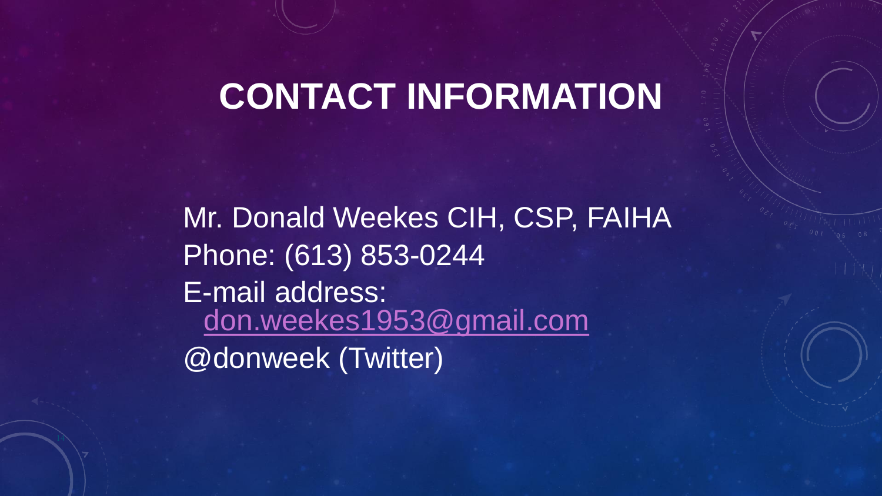# CONTACT INFORMATION

Mr. Donald Weekes CIH, CSP, FAIHA
Phone: (613) 853-0244
E-mail address:
don.weekes1953@gmail.com
@donweek (Twitter)